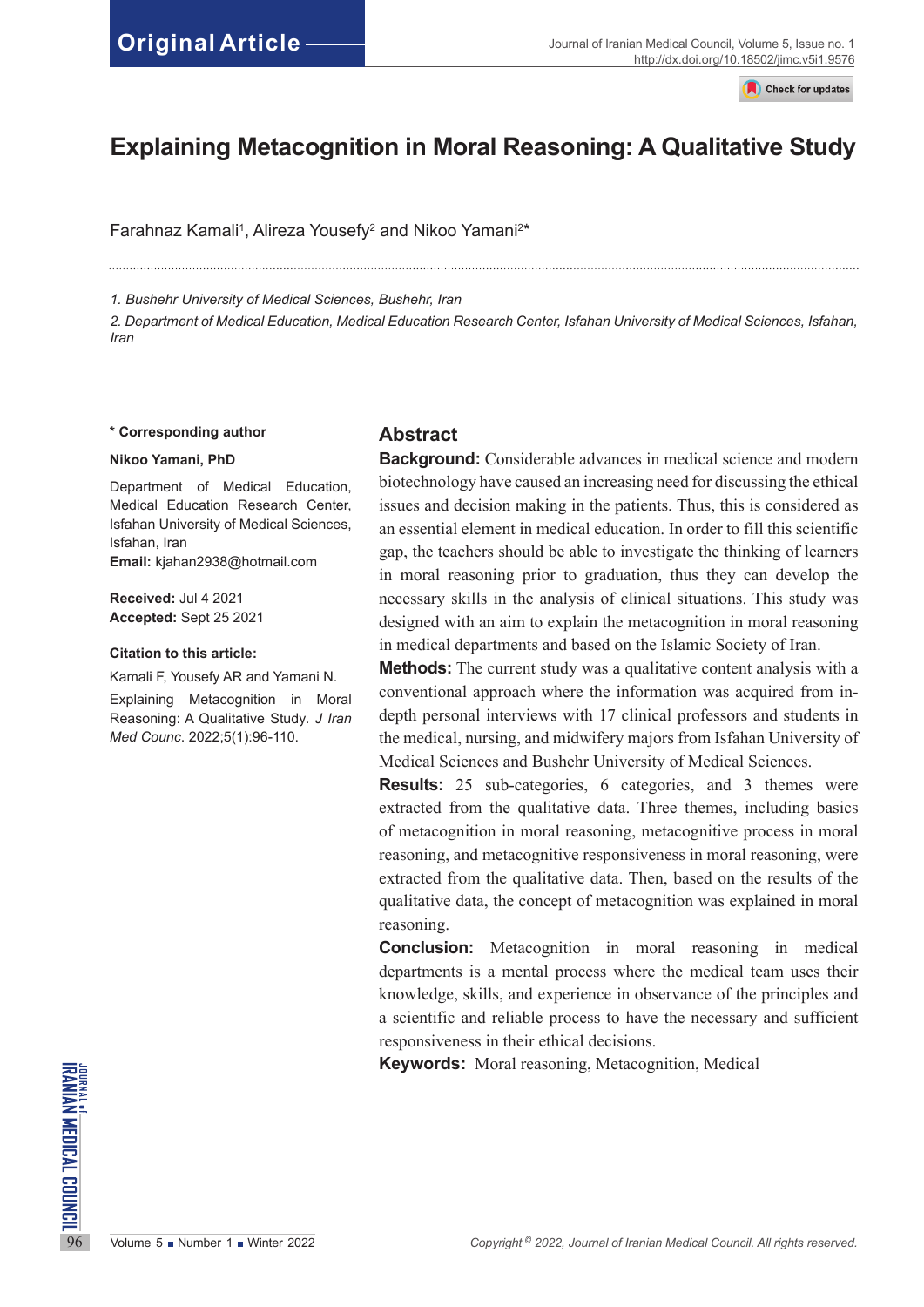Original Article

# Explaining Metacognition in Moral Reasoning: A Qualitative Study

Farahnaz Kamali[1], Alireza Yousefy[2] and Nikoo Yamani[2]*

*1. Bushehr University of Medical Sciences, Bushehr, Iran*

*2. Department of Medical Education, Medical Education Research Center, Isfahan University of Medical Sciences, Isfahan, Iran*

**\* Corresponding author**

**Nikoo Yamani, PhD**

Department of Medical Education, Medical Education Research Center, Isfahan University of Medical Sciences, Isfahan, Iran

**Email:** kjahan2938@hotmail.com

**Received:** Jul 4 2021
**Accepted:** Sept 25 2021

**Citation to this article:**

Kamali F, Yousefy AR and Yamani N. Explaining Metacognition in Moral Reasoning: A Qualitative Study. *J Iran Med Counc*. 2022;5(1):96-110.

## Abstract

**Background:** Considerable advances in medical science and modern biotechnology have caused an increasing need for discussing the ethical issues and decision making in the patients. Thus, this is considered as an essential element in medical education. In order to fill this scientific gap, the teachers should be able to investigate the thinking of learners in moral reasoning prior to graduation, thus they can develop the necessary skills in the analysis of clinical situations. This study was designed with an aim to explain the metacognition in moral reasoning in medical departments and based on the Islamic Society of Iran.

**Methods:** The current study was a qualitative content analysis with a conventional approach where the information was acquired from in-depth personal interviews with 17 clinical professors and students in the medical, nursing, and midwifery majors from Isfahan University of Medical Sciences and Bushehr University of Medical Sciences.

**Results:** 25 sub-categories, 6 categories, and 3 themes were extracted from the qualitative data. Three themes, including basics of metacognition in moral reasoning, metacognitive process in moral reasoning, and metacognitive responsiveness in moral reasoning, were extracted from the qualitative data. Then, based on the results of the qualitative data, the concept of metacognition was explained in moral reasoning.

**Conclusion:** Metacognition in moral reasoning in medical departments is a mental process where the medical team uses their knowledge, skills, and experience in observance of the principles and a scientific and reliable process to have the necessary and sufficient responsiveness in their ethical decisions.

**Keywords:** Moral reasoning, Metacognition, Medical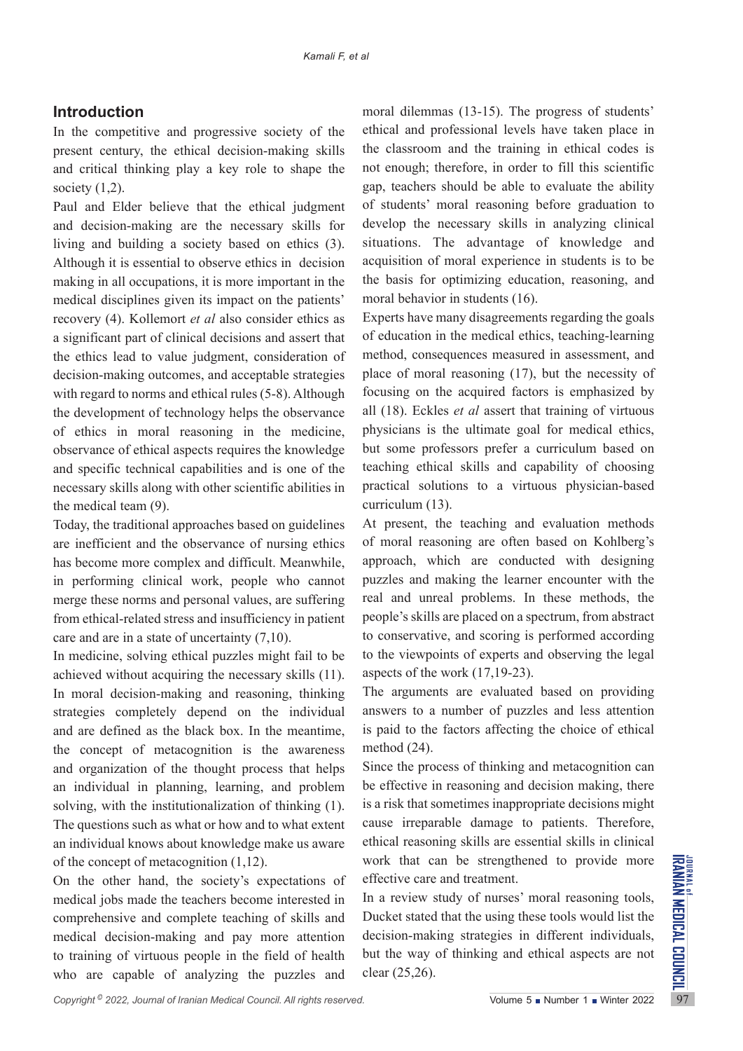## Introduction

In the competitive and progressive society of the present century, the ethical decision-making skills and critical thinking play a key role to shape the society (1,2).

Paul and Elder believe that the ethical judgment and decision-making are the necessary skills for living and building a society based on ethics (3). Although it is essential to observe ethics in decision making in all occupations, it is more important in the medical disciplines given its impact on the patients' recovery (4). Kollemort *et al* also consider ethics as a significant part of clinical decisions and assert that the ethics lead to value judgment, consideration of decision-making outcomes, and acceptable strategies with regard to norms and ethical rules (5-8). Although the development of technology helps the observance of ethics in moral reasoning in the medicine, observance of ethical aspects requires the knowledge and specific technical capabilities and is one of the necessary skills along with other scientific abilities in the medical team (9).

Today, the traditional approaches based on guidelines are inefficient and the observance of nursing ethics has become more complex and difficult. Meanwhile, in performing clinical work, people who cannot merge these norms and personal values, are suffering from ethical-related stress and insufficiency in patient care and are in a state of uncertainty (7,10).

In medicine, solving ethical puzzles might fail to be achieved without acquiring the necessary skills (11). In moral decision-making and reasoning, thinking strategies completely depend on the individual and are defined as the black box. In the meantime, the concept of metacognition is the awareness and organization of the thought process that helps an individual in planning, learning, and problem solving, with the institutionalization of thinking (1). The questions such as what or how and to what extent an individual knows about knowledge make us aware of the concept of metacognition (1,12).

On the other hand, the society's expectations of medical jobs made the teachers become interested in comprehensive and complete teaching of skills and medical decision-making and pay more attention to training of virtuous people in the field of health who are capable of analyzing the puzzles and moral dilemmas (13-15). The progress of students' ethical and professional levels have taken place in the classroom and the training in ethical codes is not enough; therefore, in order to fill this scientific gap, teachers should be able to evaluate the ability of students' moral reasoning before graduation to develop the necessary skills in analyzing clinical situations. The advantage of knowledge and acquisition of moral experience in students is to be the basis for optimizing education, reasoning, and moral behavior in students (16).

Experts have many disagreements regarding the goals of education in the medical ethics, teaching-learning method, consequences measured in assessment, and place of moral reasoning (17), but the necessity of focusing on the acquired factors is emphasized by all (18). Eckles *et al* assert that training of virtuous physicians is the ultimate goal for medical ethics, but some professors prefer a curriculum based on teaching ethical skills and capability of choosing practical solutions to a virtuous physician-based curriculum (13).

At present, the teaching and evaluation methods of moral reasoning are often based on Kohlberg's approach, which are conducted with designing puzzles and making the learner encounter with the real and unreal problems. In these methods, the people's skills are placed on a spectrum, from abstract to conservative, and scoring is performed according to the viewpoints of experts and observing the legal aspects of the work (17,19-23).

The arguments are evaluated based on providing answers to a number of puzzles and less attention is paid to the factors affecting the choice of ethical method (24).

Since the process of thinking and metacognition can be effective in reasoning and decision making, there is a risk that sometimes inappropriate decisions might cause irreparable damage to patients. Therefore, ethical reasoning skills are essential skills in clinical work that can be strengthened to provide more effective care and treatment.

In a review study of nurses' moral reasoning tools, Ducket stated that the using these tools would list the decision-making strategies in different individuals, but the way of thinking and ethical aspects are not clear (25,26).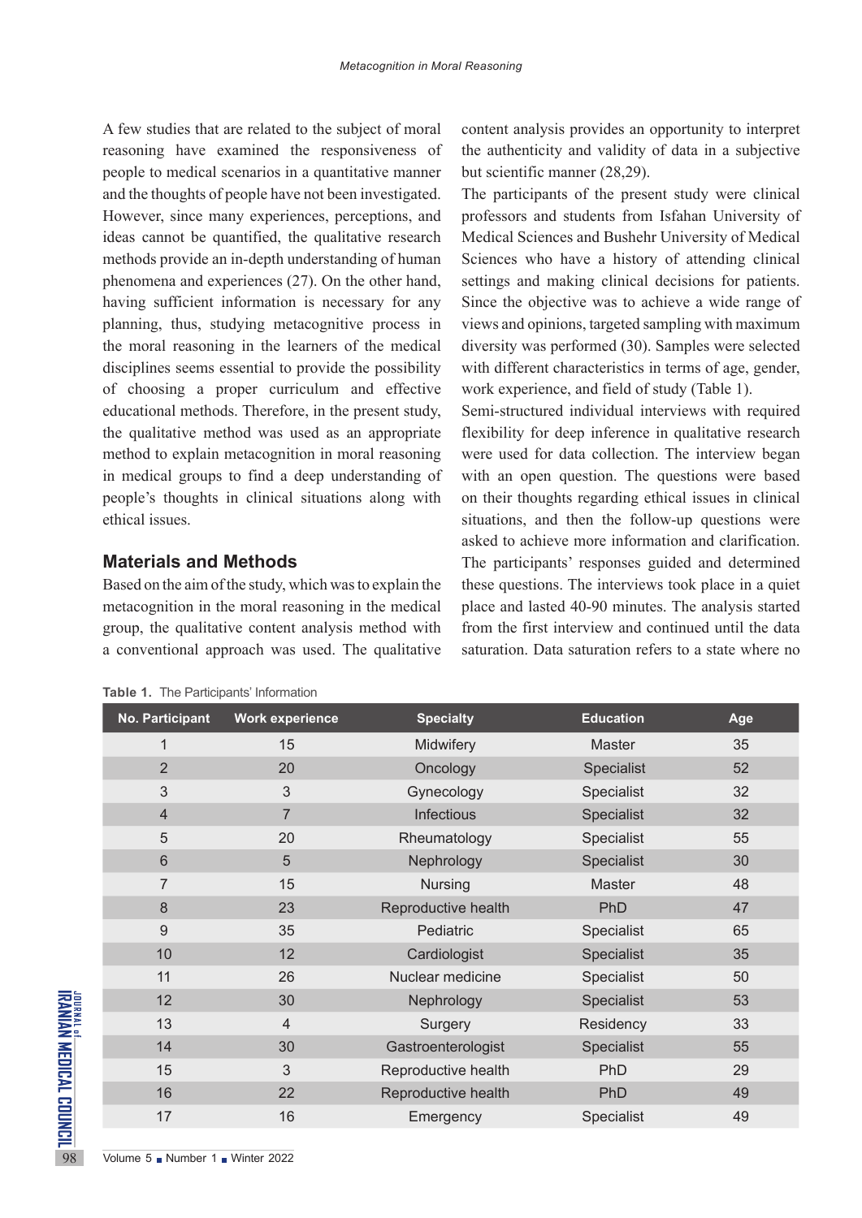A few studies that are related to the subject of moral reasoning have examined the responsiveness of people to medical scenarios in a quantitative manner and the thoughts of people have not been investigated. However, since many experiences, perceptions, and ideas cannot be quantified, the qualitative research methods provide an in-depth understanding of human phenomena and experiences (27). On the other hand, having sufficient information is necessary for any planning, thus, studying metacognitive process in the moral reasoning in the learners of the medical disciplines seems essential to provide the possibility of choosing a proper curriculum and effective educational methods. Therefore, in the present study, the qualitative method was used as an appropriate method to explain metacognition in moral reasoning in medical groups to find a deep understanding of people's thoughts in clinical situations along with ethical issues.

## Materials and Methods

Based on the aim of the study, which was to explain the metacognition in the moral reasoning in the medical group, the qualitative content analysis method with a conventional approach was used. The qualitative content analysis provides an opportunity to interpret the authenticity and validity of data in a subjective but scientific manner (28,29).

The participants of the present study were clinical professors and students from Isfahan University of Medical Sciences and Bushehr University of Medical Sciences who have a history of attending clinical settings and making clinical decisions for patients. Since the objective was to achieve a wide range of views and opinions, targeted sampling with maximum diversity was performed (30). Samples were selected with different characteristics in terms of age, gender, work experience, and field of study (Table 1).

Semi-structured individual interviews with required flexibility for deep inference in qualitative research were used for data collection. The interview began with an open question. The questions were based on their thoughts regarding ethical issues in clinical situations, and then the follow-up questions were asked to achieve more information and clarification. The participants' responses guided and determined these questions. The interviews took place in a quiet place and lasted 40-90 minutes. The analysis started from the first interview and continued until the data saturation. Data saturation refers to a state where no

**Table 1.** The Participants' Information

| No. Participant | Work experience | Specialty | Education | Age |
|---|---|---|---|---|
| 1 | 15 | Midwifery | Master | 35 |
| 2 | 20 | Oncology | Specialist | 52 |
| 3 | 3 | Gynecology | Specialist | 32 |
| 4 | 7 | Infectious | Specialist | 32 |
| 5 | 20 | Rheumatology | Specialist | 55 |
| 6 | 5 | Nephrology | Specialist | 30 |
| 7 | 15 | Nursing | Master | 48 |
| 8 | 23 | Reproductive health | PhD | 47 |
| 9 | 35 | Pediatric | Specialist | 65 |
| 10 | 12 | Cardiologist | Specialist | 35 |
| 11 | 26 | Nuclear medicine | Specialist | 50 |
| 12 | 30 | Nephrology | Specialist | 53 |
| 13 | 4 | Surgery | Residency | 33 |
| 14 | 30 | Gastroenterologist | Specialist | 55 |
| 15 | 3 | Reproductive health | PhD | 29 |
| 16 | 22 | Reproductive health | PhD | 49 |
| 17 | 16 | Emergency | Specialist | 49 |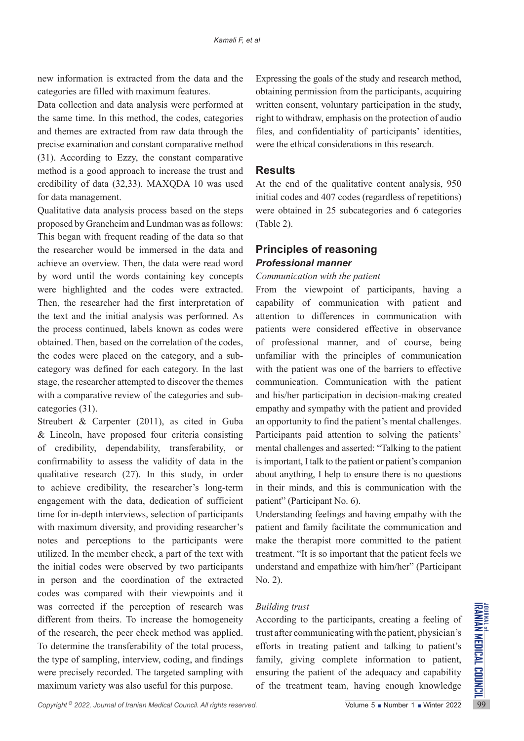new information is extracted from the data and the categories are filled with maximum features.

Data collection and data analysis were performed at the same time. In this method, the codes, categories and themes are extracted from raw data through the precise examination and constant comparative method (31). According to Ezzy, the constant comparative method is a good approach to increase the trust and credibility of data (32,33). MAXQDA 10 was used for data management.

Qualitative data analysis process based on the steps proposed by Graneheim and Lundman was as follows: This began with frequent reading of the data so that the researcher would be immersed in the data and achieve an overview. Then, the data were read word by word until the words containing key concepts were highlighted and the codes were extracted. Then, the researcher had the first interpretation of the text and the initial analysis was performed. As the process continued, labels known as codes were obtained. Then, based on the correlation of the codes, the codes were placed on the category, and a sub-category was defined for each category. In the last stage, the researcher attempted to discover the themes with a comparative review of the categories and sub-categories (31).

Streubert & Carpenter (2011), as cited in Guba & Lincoln, have proposed four criteria consisting of credibility, dependability, transferability, or confirmability to assess the validity of data in the qualitative research (27). In this study, in order to achieve credibility, the researcher's long-term engagement with the data, dedication of sufficient time for in-depth interviews, selection of participants with maximum diversity, and providing researcher's notes and perceptions to the participants were utilized. In the member check, a part of the text with the initial codes were observed by two participants in person and the coordination of the extracted codes was compared with their viewpoints and it was corrected if the perception of research was different from theirs. To increase the homogeneity of the research, the peer check method was applied. To determine the transferability of the total process, the type of sampling, interview, coding, and findings were precisely recorded. The targeted sampling with maximum variety was also useful for this purpose.

Expressing the goals of the study and research method, obtaining permission from the participants, acquiring written consent, voluntary participation in the study, right to withdraw, emphasis on the protection of audio files, and confidentiality of participants' identities, were the ethical considerations in this research.

## Results

At the end of the qualitative content analysis, 950 initial codes and 407 codes (regardless of repetitions) were obtained in 25 subcategories and 6 categories (Table 2).

## Principles of reasoning

### *Professional manner*

*Communication with the patient*

From the viewpoint of participants, having a capability of communication with patient and attention to differences in communication with patients were considered effective in observance of professional manner, and of course, being unfamiliar with the principles of communication with the patient was one of the barriers to effective communication. Communication with the patient and his/her participation in decision-making created empathy and sympathy with the patient and provided an opportunity to find the patient's mental challenges. Participants paid attention to solving the patients' mental challenges and asserted: "Talking to the patient is important, I talk to the patient or patient's companion about anything, I help to ensure there is no questions in their minds, and this is communication with the patient" (Participant No. 6).

Understanding feelings and having empathy with the patient and family facilitate the communication and make the therapist more committed to the patient treatment. "It is so important that the patient feels we understand and empathize with him/her" (Participant No. 2).

*Building trust*

According to the participants, creating a feeling of trust after communicating with the patient, physician's efforts in treating patient and talking to patient's family, giving complete information to patient, ensuring the patient of the adequacy and capability of the treatment team, having enough knowledge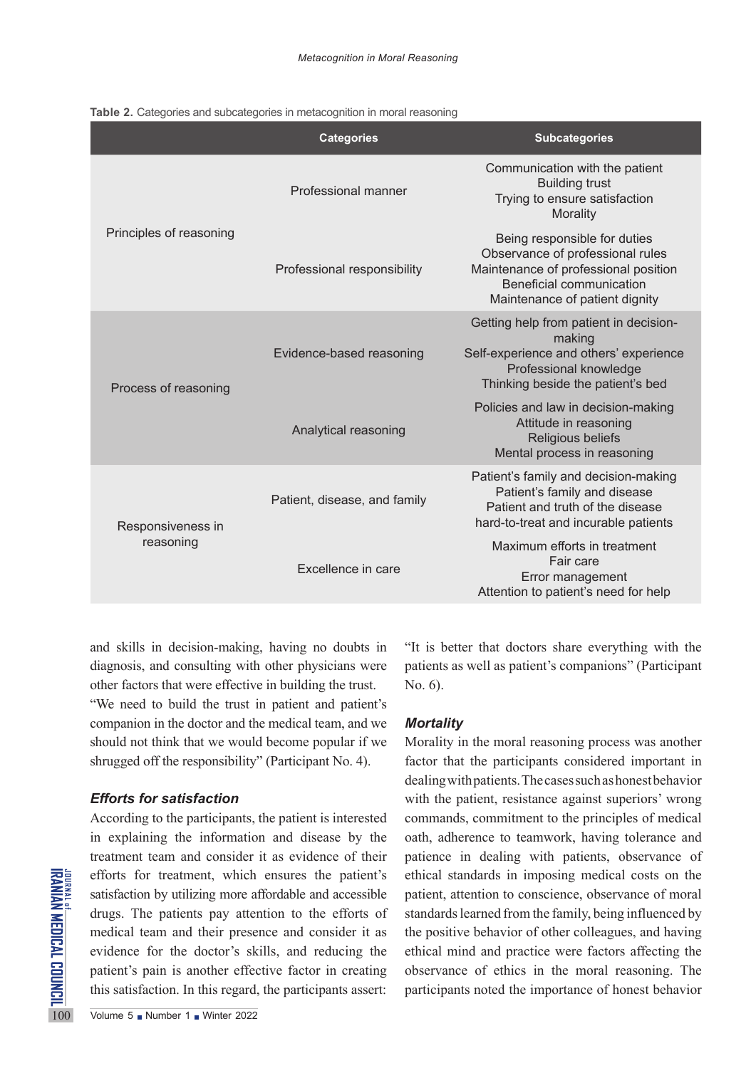**Table 2.** Categories and subcategories in metacognition in moral reasoning

| | Categories | Subcategories |
|---|---|---|
| Principles of reasoning | Professional manner | Communication with the patient<br>Building trust<br>Trying to ensure satisfaction<br>Morality |
| | Professional responsibility | Being responsible for duties<br>Observance of professional rules<br>Maintenance of professional position<br>Beneficial communication<br>Maintenance of patient dignity |
| Process of reasoning | Evidence-based reasoning | Getting help from patient in decision-making<br>Self-experience and others' experience<br>Professional knowledge<br>Thinking beside the patient's bed |
| | Analytical reasoning | Policies and law in decision-making<br>Attitude in reasoning<br>Religious beliefs<br>Mental process in reasoning |
| Responsiveness in reasoning | Patient, disease, and family | Patient's family and decision-making<br>Patient's family and disease<br>Patient and truth of the disease<br>hard-to-treat and incurable patients |
| | Excellence in care | Maximum efforts in treatment<br>Fair care<br>Error management<br>Attention to patient's need for help |

and skills in decision-making, having no doubts in diagnosis, and consulting with other physicians were other factors that were effective in building the trust.

"We need to build the trust in patient and patient's companion in the doctor and the medical team, and we should not think that we would become popular if we shrugged off the responsibility" (Participant No. 4).

### *Efforts for satisfaction*

According to the participants, the patient is interested in explaining the information and disease by the treatment team and consider it as evidence of their efforts for treatment, which ensures the patient's satisfaction by utilizing more affordable and accessible drugs. The patients pay attention to the efforts of medical team and their presence and consider it as evidence for the doctor's skills, and reducing the patient's pain is another effective factor in creating this satisfaction. In this regard, the participants assert: "It is better that doctors share everything with the patients as well as patient's companions" (Participant No. 6).

### *Mortality*

Morality in the moral reasoning process was another factor that the participants considered important in dealing with patients. The cases such as honest behavior with the patient, resistance against superiors' wrong commands, commitment to the principles of medical oath, adherence to teamwork, having tolerance and patience in dealing with patients, observance of ethical standards in imposing medical costs on the patient, attention to conscience, observance of moral standards learned from the family, being influenced by the positive behavior of other colleagues, and having ethical mind and practice were factors affecting the observance of ethics in the moral reasoning. The participants noted the importance of honest behavior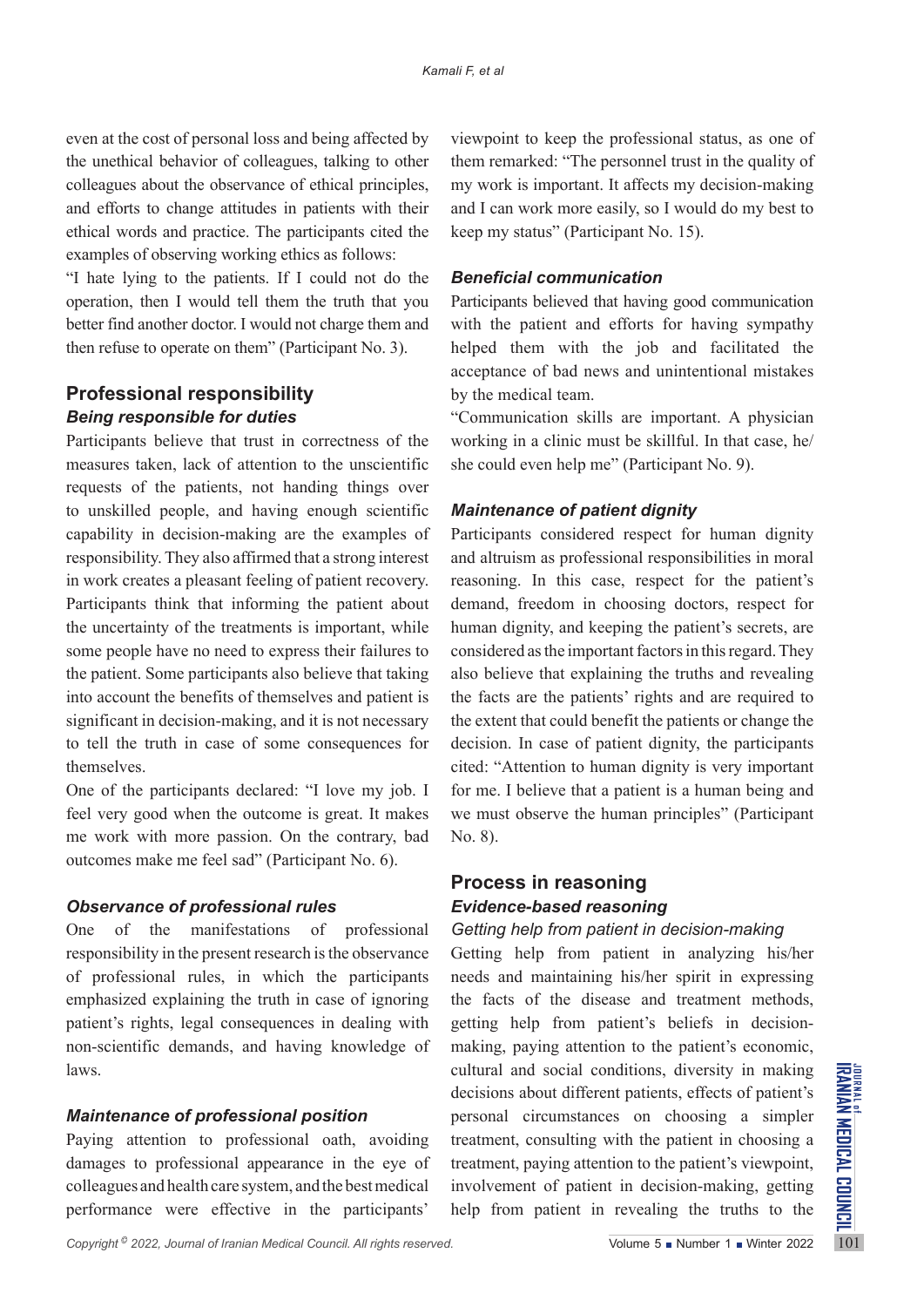even at the cost of personal loss and being affected by the unethical behavior of colleagues, talking to other colleagues about the observance of ethical principles, and efforts to change attitudes in patients with their ethical words and practice. The participants cited the examples of observing working ethics as follows:

"I hate lying to the patients. If I could not do the operation, then I would tell them the truth that you better find another doctor. I would not charge them and then refuse to operate on them" (Participant No. 3).

## Professional responsibility

### *Being responsible for duties*

Participants believe that trust in correctness of the measures taken, lack of attention to the unscientific requests of the patients, not handing things over to unskilled people, and having enough scientific capability in decision-making are the examples of responsibility. They also affirmed that a strong interest in work creates a pleasant feeling of patient recovery. Participants think that informing the patient about the uncertainty of the treatments is important, while some people have no need to express their failures to the patient. Some participants also believe that taking into account the benefits of themselves and patient is significant in decision-making, and it is not necessary to tell the truth in case of some consequences for themselves.

One of the participants declared: "I love my job. I feel very good when the outcome is great. It makes me work with more passion. On the contrary, bad outcomes make me feel sad" (Participant No. 6).

### *Observance of professional rules*

One of the manifestations of professional responsibility in the present research is the observance of professional rules, in which the participants emphasized explaining the truth in case of ignoring patient's rights, legal consequences in dealing with non-scientific demands, and having knowledge of laws.

### *Maintenance of professional position*

Paying attention to professional oath, avoiding damages to professional appearance in the eye of colleagues and health care system, and the best medical performance were effective in the participants' viewpoint to keep the professional status, as one of them remarked: "The personnel trust in the quality of my work is important. It affects my decision-making and I can work more easily, so I would do my best to keep my status" (Participant No. 15).

### *Beneficial communication*

Participants believed that having good communication with the patient and efforts for having sympathy helped them with the job and facilitated the acceptance of bad news and unintentional mistakes by the medical team.

"Communication skills are important. A physician working in a clinic must be skillful. In that case, he/she could even help me" (Participant No. 9).

### *Maintenance of patient dignity*

Participants considered respect for human dignity and altruism as professional responsibilities in moral reasoning. In this case, respect for the patient's demand, freedom in choosing doctors, respect for human dignity, and keeping the patient's secrets, are considered as the important factors in this regard. They also believe that explaining the truths and revealing the facts are the patients' rights and are required to the extent that could benefit the patients or change the decision. In case of patient dignity, the participants cited: "Attention to human dignity is very important for me. I believe that a patient is a human being and we must observe the human principles" (Participant No. 8).

## Process in reasoning

### *Evidence-based reasoning*

#### *Getting help from patient in decision-making*

Getting help from patient in analyzing his/her needs and maintaining his/her spirit in expressing the facts of the disease and treatment methods, getting help from patient's beliefs in decision-making, paying attention to the patient's economic, cultural and social conditions, diversity in making decisions about different patients, effects of patient's personal circumstances on choosing a simpler treatment, consulting with the patient in choosing a treatment, paying attention to the patient's viewpoint, involvement of patient in decision-making, getting help from patient in revealing the truths to the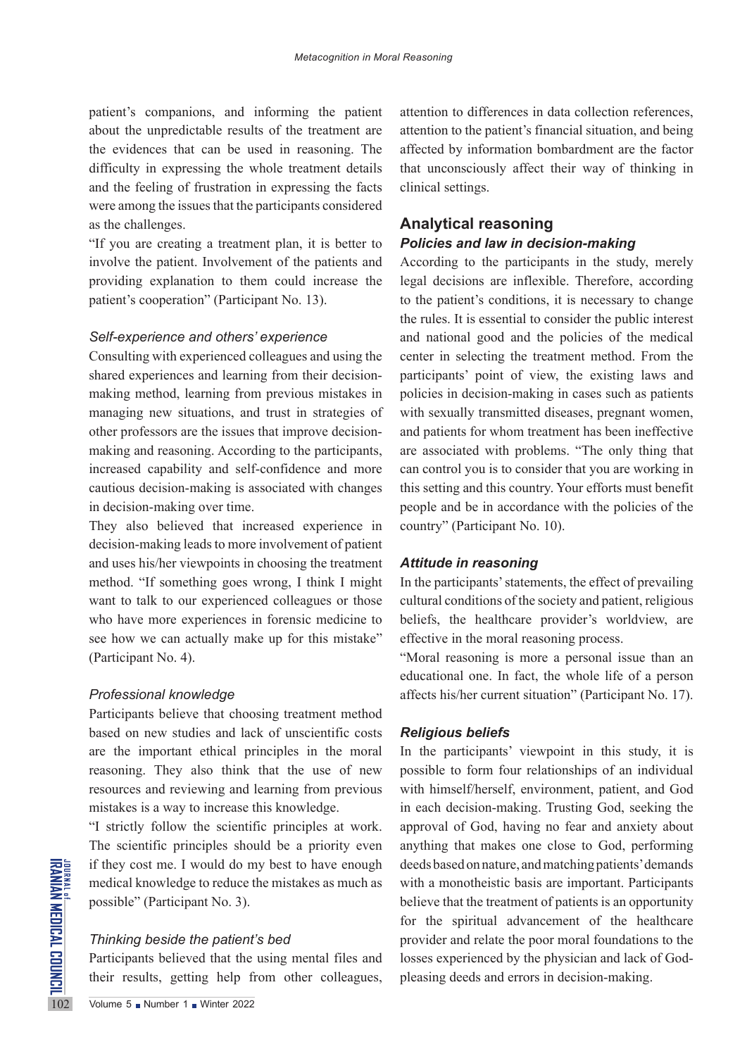patient's companions, and informing the patient about the unpredictable results of the treatment are the evidences that can be used in reasoning. The difficulty in expressing the whole treatment details and the feeling of frustration in expressing the facts were among the issues that the participants considered as the challenges.

"If you are creating a treatment plan, it is better to involve the patient. Involvement of the patients and providing explanation to them could increase the patient's cooperation" (Participant No. 13).

#### *Self-experience and others' experience*

Consulting with experienced colleagues and using the shared experiences and learning from their decision-making method, learning from previous mistakes in managing new situations, and trust in strategies of other professors are the issues that improve decision-making and reasoning. According to the participants, increased capability and self-confidence and more cautious decision-making is associated with changes in decision-making over time.

They also believed that increased experience in decision-making leads to more involvement of patient and uses his/her viewpoints in choosing the treatment method. "If something goes wrong, I think I might want to talk to our experienced colleagues or those who have more experiences in forensic medicine to see how we can actually make up for this mistake" (Participant No. 4).

#### *Professional knowledge*

Participants believe that choosing treatment method based on new studies and lack of unscientific costs are the important ethical principles in the moral reasoning. They also think that the use of new resources and reviewing and learning from previous mistakes is a way to increase this knowledge.

"I strictly follow the scientific principles at work. The scientific principles should be a priority even if they cost me. I would do my best to have enough medical knowledge to reduce the mistakes as much as possible" (Participant No. 3).

#### *Thinking beside the patient's bed*

Participants believed that the using mental files and their results, getting help from other colleagues, attention to differences in data collection references, attention to the patient's financial situation, and being affected by information bombardment are the factor that unconsciously affect their way of thinking in clinical settings.

## Analytical reasoning

### *Policies and law in decision-making*

According to the participants in the study, merely legal decisions are inflexible. Therefore, according to the patient's conditions, it is necessary to change the rules. It is essential to consider the public interest and national good and the policies of the medical center in selecting the treatment method. From the participants' point of view, the existing laws and policies in decision-making in cases such as patients with sexually transmitted diseases, pregnant women, and patients for whom treatment has been ineffective are associated with problems. "The only thing that can control you is to consider that you are working in this setting and this country. Your efforts must benefit people and be in accordance with the policies of the country" (Participant No. 10).

### *Attitude in reasoning*

In the participants' statements, the effect of prevailing cultural conditions of the society and patient, religious beliefs, the healthcare provider's worldview, are effective in the moral reasoning process.

"Moral reasoning is more a personal issue than an educational one. In fact, the whole life of a person affects his/her current situation" (Participant No. 17).

### *Religious beliefs*

In the participants' viewpoint in this study, it is possible to form four relationships of an individual with himself/herself, environment, patient, and God in each decision-making. Trusting God, seeking the approval of God, having no fear and anxiety about anything that makes one close to God, performing deeds based on nature, and matching patients' demands with a monotheistic basis are important. Participants believe that the treatment of patients is an opportunity for the spiritual advancement of the healthcare provider and relate the poor moral foundations to the losses experienced by the physician and lack of God-pleasing deeds and errors in decision-making.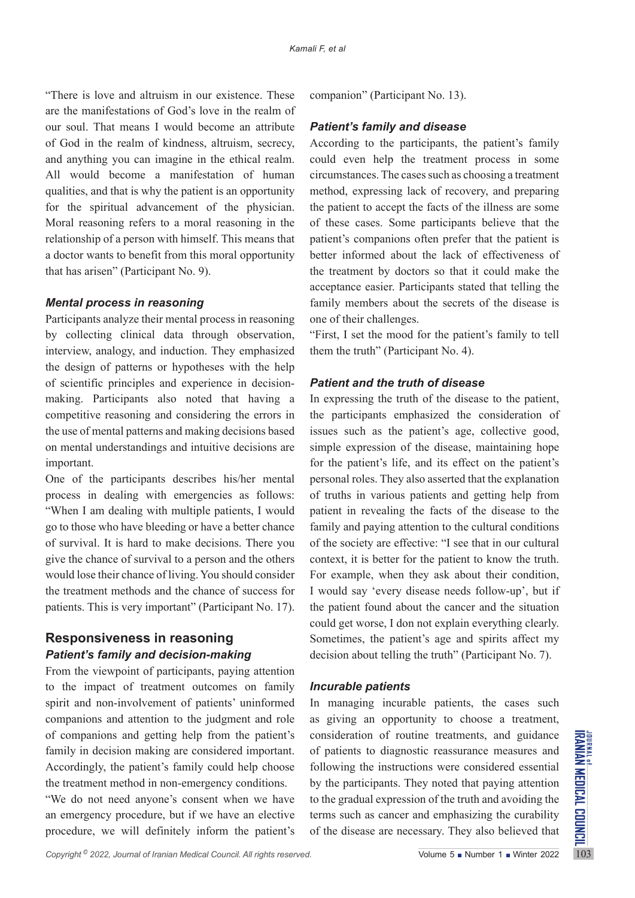"There is love and altruism in our existence. These are the manifestations of God's love in the realm of our soul. That means I would become an attribute of God in the realm of kindness, altruism, secrecy, and anything you can imagine in the ethical realm. All would become a manifestation of human qualities, and that is why the patient is an opportunity for the spiritual advancement of the physician. Moral reasoning refers to a moral reasoning in the relationship of a person with himself. This means that a doctor wants to benefit from this moral opportunity that has arisen" (Participant No. 9).

### *Mental process in reasoning*

Participants analyze their mental process in reasoning by collecting clinical data through observation, interview, analogy, and induction. They emphasized the design of patterns or hypotheses with the help of scientific principles and experience in decision-making. Participants also noted that having a competitive reasoning and considering the errors in the use of mental patterns and making decisions based on mental understandings and intuitive decisions are important.

One of the participants describes his/her mental process in dealing with emergencies as follows: "When I am dealing with multiple patients, I would go to those who have bleeding or have a better chance of survival. It is hard to make decisions. There you give the chance of survival to a person and the others would lose their chance of living. You should consider the treatment methods and the chance of success for patients. This is very important" (Participant No. 17).

## Responsiveness in reasoning

### *Patient's family and decision-making*

From the viewpoint of participants, paying attention to the impact of treatment outcomes on family spirit and non-involvement of patients' uninformed companions and attention to the judgment and role of companions and getting help from the patient's family in decision making are considered important. Accordingly, the patient's family could help choose the treatment method in non-emergency conditions.

"We do not need anyone's consent when we have an emergency procedure, but if we have an elective procedure, we will definitely inform the patient's companion" (Participant No. 13).

### *Patient's family and disease*

According to the participants, the patient's family could even help the treatment process in some circumstances. The cases such as choosing a treatment method, expressing lack of recovery, and preparing the patient to accept the facts of the illness are some of these cases. Some participants believe that the patient's companions often prefer that the patient is better informed about the lack of effectiveness of the treatment by doctors so that it could make the acceptance easier. Participants stated that telling the family members about the secrets of the disease is one of their challenges.

"First, I set the mood for the patient's family to tell them the truth" (Participant No. 4).

### *Patient and the truth of disease*

In expressing the truth of the disease to the patient, the participants emphasized the consideration of issues such as the patient's age, collective good, simple expression of the disease, maintaining hope for the patient's life, and its effect on the patient's personal roles. They also asserted that the explanation of truths in various patients and getting help from patient in revealing the facts of the disease to the family and paying attention to the cultural conditions of the society are effective: "I see that in our cultural context, it is better for the patient to know the truth. For example, when they ask about their condition, I would say 'every disease needs follow-up', but if the patient found about the cancer and the situation could get worse, I don not explain everything clearly. Sometimes, the patient's age and spirits affect my decision about telling the truth" (Participant No. 7).

### *Incurable patients*

In managing incurable patients, the cases such as giving an opportunity to choose a treatment, consideration of routine treatments, and guidance of patients to diagnostic reassurance measures and following the instructions were considered essential by the participants. They noted that paying attention to the gradual expression of the truth and avoiding the terms such as cancer and emphasizing the curability of the disease are necessary. They also believed that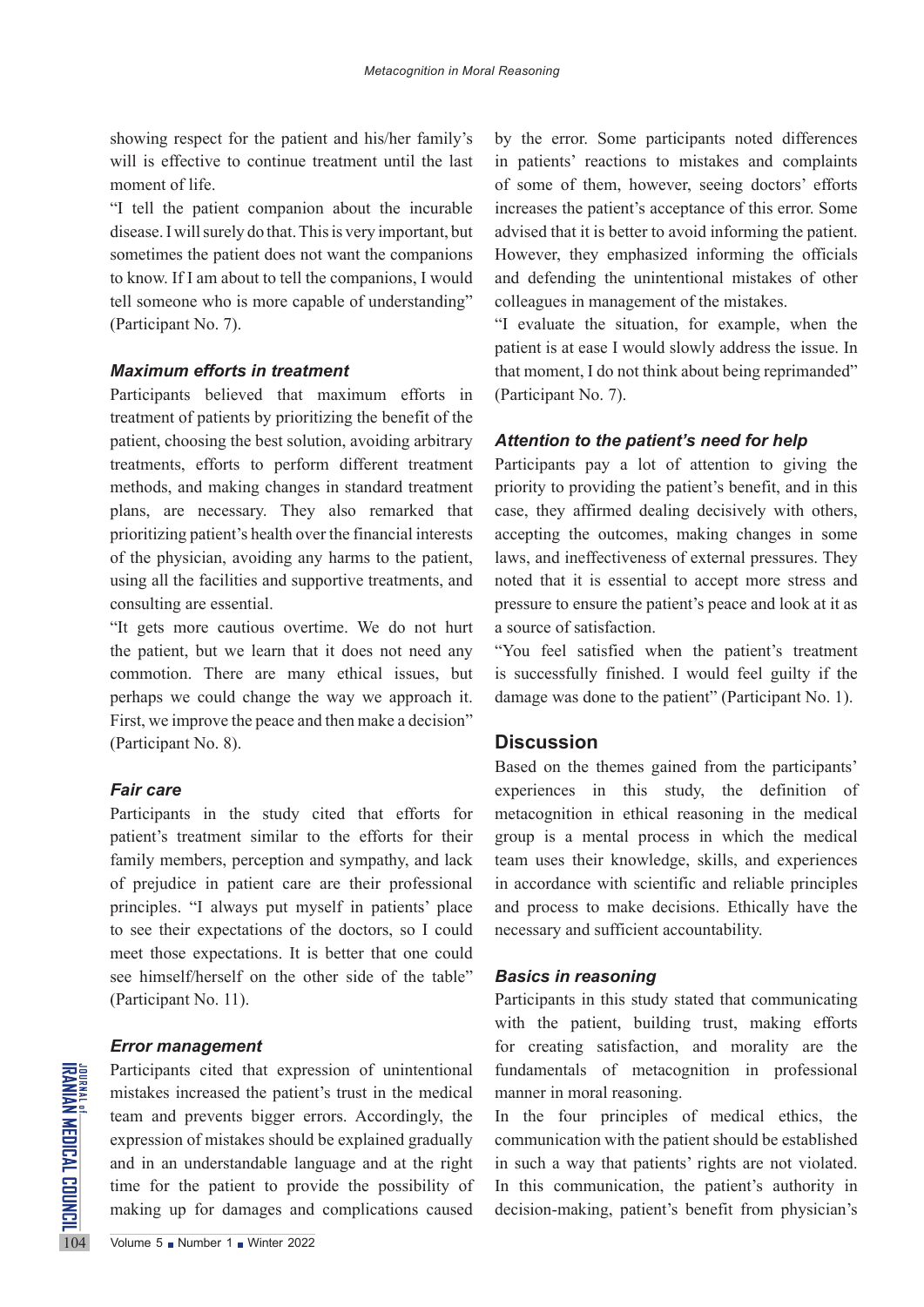showing respect for the patient and his/her family's will is effective to continue treatment until the last moment of life.

"I tell the patient companion about the incurable disease. I will surely do that. This is very important, but sometimes the patient does not want the companions to know. If I am about to tell the companions, I would tell someone who is more capable of understanding" (Participant No. 7).

### *Maximum efforts in treatment*

Participants believed that maximum efforts in treatment of patients by prioritizing the benefit of the patient, choosing the best solution, avoiding arbitrary treatments, efforts to perform different treatment methods, and making changes in standard treatment plans, are necessary. They also remarked that prioritizing patient's health over the financial interests of the physician, avoiding any harms to the patient, using all the facilities and supportive treatments, and consulting are essential.

"It gets more cautious overtime. We do not hurt the patient, but we learn that it does not need any commotion. There are many ethical issues, but perhaps we could change the way we approach it. First, we improve the peace and then make a decision" (Participant No. 8).

### *Fair care*

Participants in the study cited that efforts for patient's treatment similar to the efforts for their family members, perception and sympathy, and lack of prejudice in patient care are their professional principles. "I always put myself in patients' place to see their expectations of the doctors, so I could meet those expectations. It is better that one could see himself/herself on the other side of the table" (Participant No. 11).

### *Error management*

Participants cited that expression of unintentional mistakes increased the patient's trust in the medical team and prevents bigger errors. Accordingly, the expression of mistakes should be explained gradually and in an understandable language and at the right time for the patient to provide the possibility of making up for damages and complications caused by the error. Some participants noted differences in patients' reactions to mistakes and complaints of some of them, however, seeing doctors' efforts increases the patient's acceptance of this error. Some advised that it is better to avoid informing the patient. However, they emphasized informing the officials and defending the unintentional mistakes of other colleagues in management of the mistakes.

"I evaluate the situation, for example, when the patient is at ease I would slowly address the issue. In that moment, I do not think about being reprimanded" (Participant No. 7).

### *Attention to the patient's need for help*

Participants pay a lot of attention to giving the priority to providing the patient's benefit, and in this case, they affirmed dealing decisively with others, accepting the outcomes, making changes in some laws, and ineffectiveness of external pressures. They noted that it is essential to accept more stress and pressure to ensure the patient's peace and look at it as a source of satisfaction.

"You feel satisfied when the patient's treatment is successfully finished. I would feel guilty if the damage was done to the patient" (Participant No. 1).

## Discussion

Based on the themes gained from the participants' experiences in this study, the definition of metacognition in ethical reasoning in the medical group is a mental process in which the medical team uses their knowledge, skills, and experiences in accordance with scientific and reliable principles and process to make decisions. Ethically have the necessary and sufficient accountability.

### *Basics in reasoning*

Participants in this study stated that communicating with the patient, building trust, making efforts for creating satisfaction, and morality are the fundamentals of metacognition in professional manner in moral reasoning.

In the four principles of medical ethics, the communication with the patient should be established in such a way that patients' rights are not violated. In this communication, the patient's authority in decision-making, patient's benefit from physician's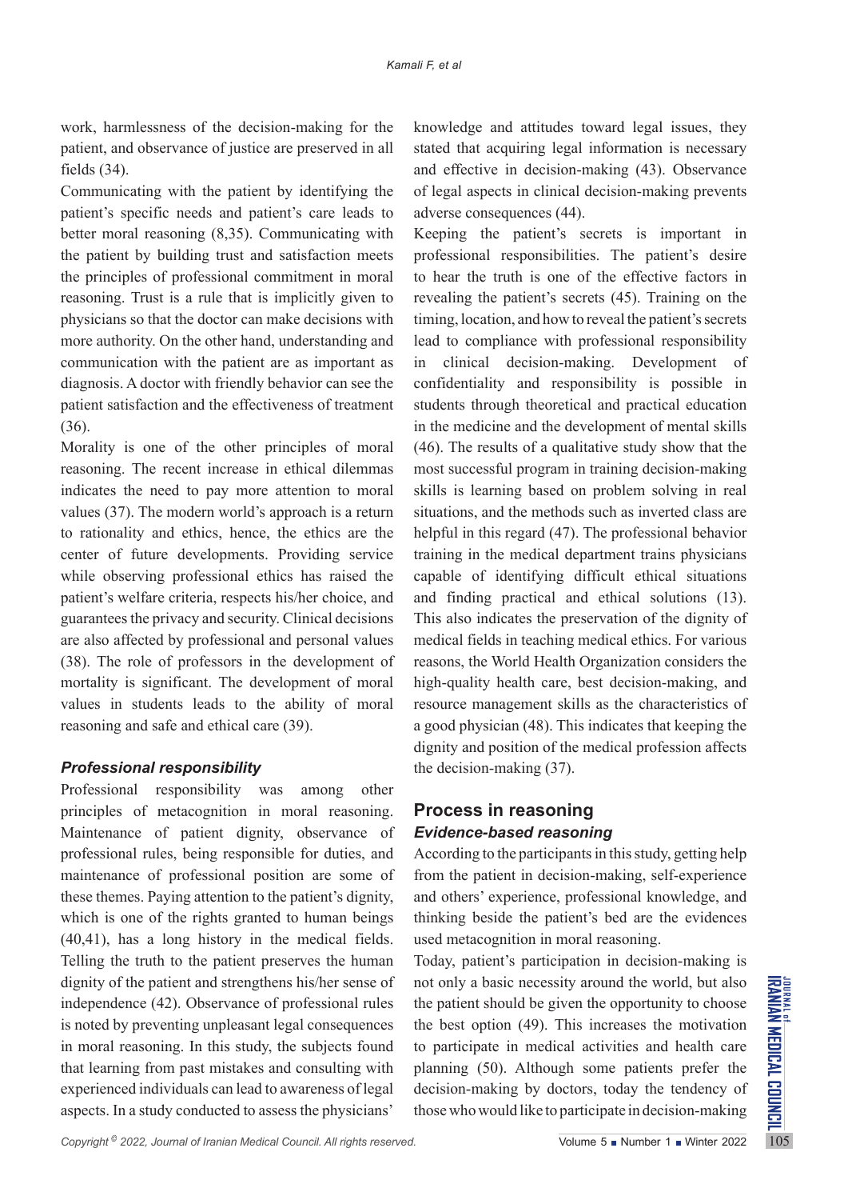work, harmlessness of the decision-making for the patient, and observance of justice are preserved in all fields (34).

Communicating with the patient by identifying the patient's specific needs and patient's care leads to better moral reasoning (8,35). Communicating with the patient by building trust and satisfaction meets the principles of professional commitment in moral reasoning. Trust is a rule that is implicitly given to physicians so that the doctor can make decisions with more authority. On the other hand, understanding and communication with the patient are as important as diagnosis. A doctor with friendly behavior can see the patient satisfaction and the effectiveness of treatment (36).

Morality is one of the other principles of moral reasoning. The recent increase in ethical dilemmas indicates the need to pay more attention to moral values (37). The modern world's approach is a return to rationality and ethics, hence, the ethics are the center of future developments. Providing service while observing professional ethics has raised the patient's welfare criteria, respects his/her choice, and guarantees the privacy and security. Clinical decisions are also affected by professional and personal values (38). The role of professors in the development of mortality is significant. The development of moral values in students leads to the ability of moral reasoning and safe and ethical care (39).

### *Professional responsibility*

Professional responsibility was among other principles of metacognition in moral reasoning. Maintenance of patient dignity, observance of professional rules, being responsible for duties, and maintenance of professional position are some of these themes. Paying attention to the patient's dignity, which is one of the rights granted to human beings (40,41), has a long history in the medical fields. Telling the truth to the patient preserves the human dignity of the patient and strengthens his/her sense of independence (42). Observance of professional rules is noted by preventing unpleasant legal consequences in moral reasoning. In this study, the subjects found that learning from past mistakes and consulting with experienced individuals can lead to awareness of legal aspects. In a study conducted to assess the physicians' knowledge and attitudes toward legal issues, they stated that acquiring legal information is necessary and effective in decision-making (43). Observance of legal aspects in clinical decision-making prevents adverse consequences (44).

Keeping the patient's secrets is important in professional responsibilities. The patient's desire to hear the truth is one of the effective factors in revealing the patient's secrets (45). Training on the timing, location, and how to reveal the patient's secrets lead to compliance with professional responsibility in clinical decision-making. Development of confidentiality and responsibility is possible in students through theoretical and practical education in the medicine and the development of mental skills (46). The results of a qualitative study show that the most successful program in training decision-making skills is learning based on problem solving in real situations, and the methods such as inverted class are helpful in this regard (47). The professional behavior training in the medical department trains physicians capable of identifying difficult ethical situations and finding practical and ethical solutions (13). This also indicates the preservation of the dignity of medical fields in teaching medical ethics. For various reasons, the World Health Organization considers the high-quality health care, best decision-making, and resource management skills as the characteristics of a good physician (48). This indicates that keeping the dignity and position of the medical profession affects the decision-making (37).

## Process in reasoning

### *Evidence-based reasoning*

According to the participants in this study, getting help from the patient in decision-making, self-experience and others' experience, professional knowledge, and thinking beside the patient's bed are the evidences used metacognition in moral reasoning.

Today, patient's participation in decision-making is not only a basic necessity around the world, but also the patient should be given the opportunity to choose the best option (49). This increases the motivation to participate in medical activities and health care planning (50). Although some patients prefer the decision-making by doctors, today the tendency of those who would like to participate in decision-making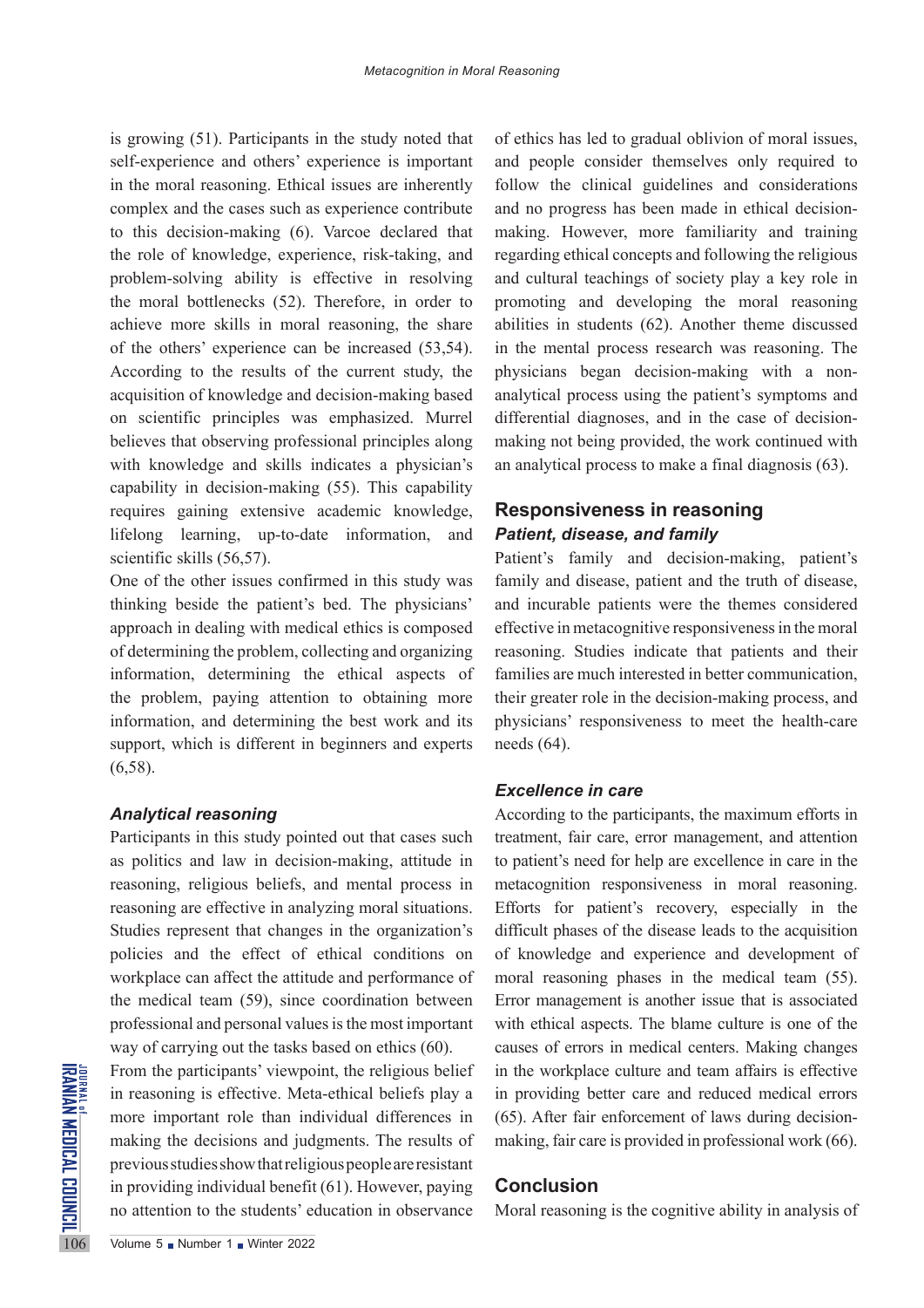is growing (51). Participants in the study noted that self-experience and others' experience is important in the moral reasoning. Ethical issues are inherently complex and the cases such as experience contribute to this decision-making (6). Varcoe declared that the role of knowledge, experience, risk-taking, and problem-solving ability is effective in resolving the moral bottlenecks (52). Therefore, in order to achieve more skills in moral reasoning, the share of the others' experience can be increased (53,54). According to the results of the current study, the acquisition of knowledge and decision-making based on scientific principles was emphasized. Murrel believes that observing professional principles along with knowledge and skills indicates a physician's capability in decision-making (55). This capability requires gaining extensive academic knowledge, lifelong learning, up-to-date information, and scientific skills (56,57).

One of the other issues confirmed in this study was thinking beside the patient's bed. The physicians' approach in dealing with medical ethics is composed of determining the problem, collecting and organizing information, determining the ethical aspects of the problem, paying attention to obtaining more information, and determining the best work and its support, which is different in beginners and experts (6,58).

### *Analytical reasoning*

Participants in this study pointed out that cases such as politics and law in decision-making, attitude in reasoning, religious beliefs, and mental process in reasoning are effective in analyzing moral situations. Studies represent that changes in the organization's policies and the effect of ethical conditions on workplace can affect the attitude and performance of the medical team (59), since coordination between professional and personal values is the most important way of carrying out the tasks based on ethics (60).

From the participants' viewpoint, the religious belief in reasoning is effective. Meta-ethical beliefs play a more important role than individual differences in making the decisions and judgments. The results of previous studies show that religious people are resistant in providing individual benefit (61). However, paying no attention to the students' education in observance of ethics has led to gradual oblivion of moral issues, and people consider themselves only required to follow the clinical guidelines and considerations and no progress has been made in ethical decision-making. However, more familiarity and training regarding ethical concepts and following the religious and cultural teachings of society play a key role in promoting and developing the moral reasoning abilities in students (62). Another theme discussed in the mental process research was reasoning. The physicians began decision-making with a non-analytical process using the patient's symptoms and differential diagnoses, and in the case of decision-making not being provided, the work continued with an analytical process to make a final diagnosis (63).

## Responsiveness in reasoning

### *Patient, disease, and family*

Patient's family and decision-making, patient's family and disease, patient and the truth of disease, and incurable patients were the themes considered effective in metacognitive responsiveness in the moral reasoning. Studies indicate that patients and their families are much interested in better communication, their greater role in the decision-making process, and physicians' responsiveness to meet the health-care needs (64).

### *Excellence in care*

According to the participants, the maximum efforts in treatment, fair care, error management, and attention to patient's need for help are excellence in care in the metacognition responsiveness in moral reasoning. Efforts for patient's recovery, especially in the difficult phases of the disease leads to the acquisition of knowledge and experience and development of moral reasoning phases in the medical team (55). Error management is another issue that is associated with ethical aspects. The blame culture is one of the causes of errors in medical centers. Making changes in the workplace culture and team affairs is effective in providing better care and reduced medical errors (65). After fair enforcement of laws during decision-making, fair care is provided in professional work (66).

## Conclusion

Moral reasoning is the cognitive ability in analysis of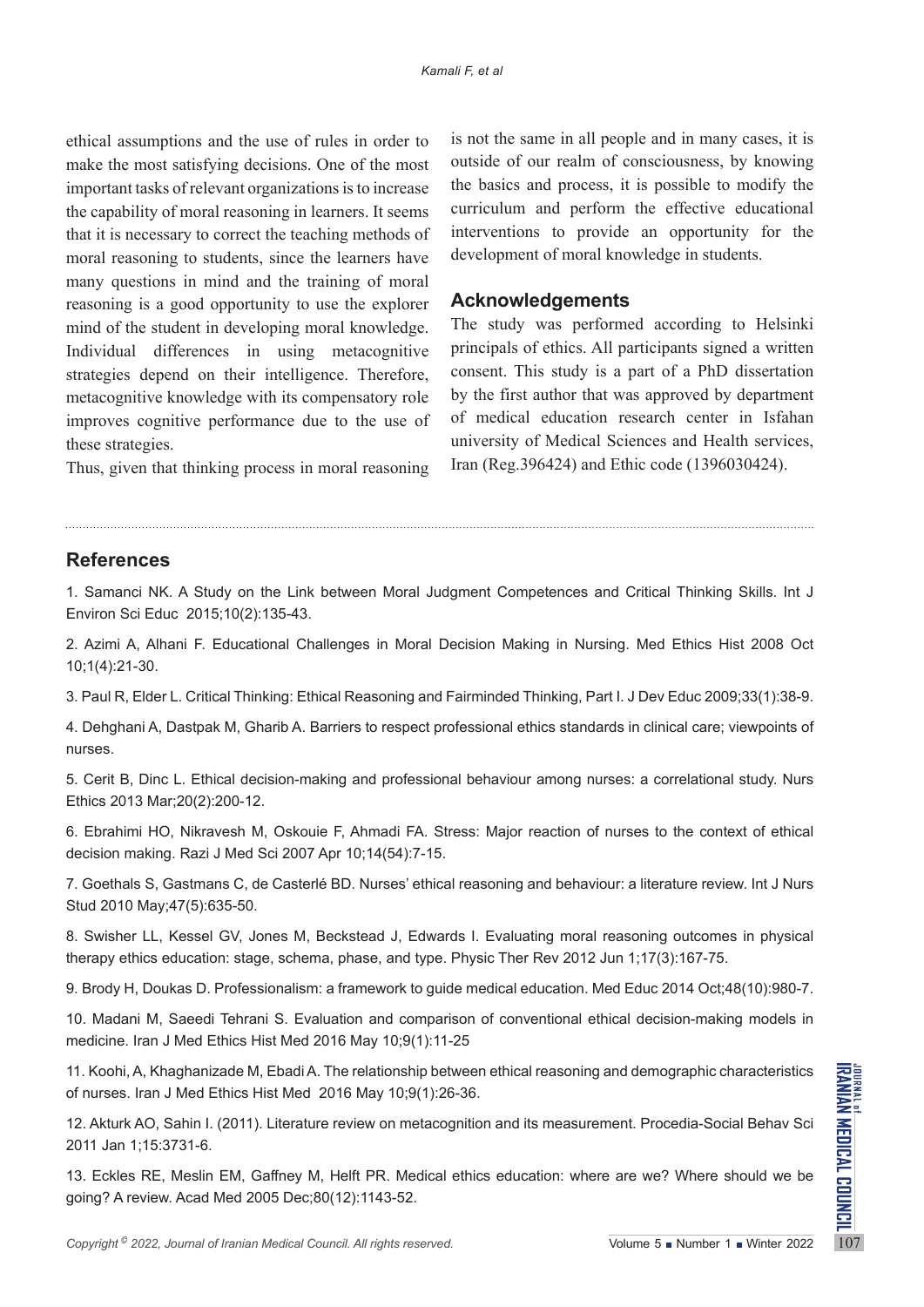ethical assumptions and the use of rules in order to make the most satisfying decisions. One of the most important tasks of relevant organizations is to increase the capability of moral reasoning in learners. It seems that it is necessary to correct the teaching methods of moral reasoning to students, since the learners have many questions in mind and the training of moral reasoning is a good opportunity to use the explorer mind of the student in developing moral knowledge. Individual differences in using metacognitive strategies depend on their intelligence. Therefore, metacognitive knowledge with its compensatory role improves cognitive performance due to the use of these strategies.

Thus, given that thinking process in moral reasoning is not the same in all people and in many cases, it is outside of our realm of consciousness, by knowing the basics and process, it is possible to modify the curriculum and perform the effective educational interventions to provide an opportunity for the development of moral knowledge in students.

## Acknowledgements

The study was performed according to Helsinki principals of ethics. All participants signed a written consent. This study is a part of a PhD dissertation by the first author that was approved by department of medical education research center in Isfahan university of Medical Sciences and Health services, Iran (Reg.396424) and Ethic code (1396030424).

## References

1. Samanci NK. A Study on the Link between Moral Judgment Competences and Critical Thinking Skills. Int J Environ Sci Educ 2015;10(2):135-43.

2. Azimi A, Alhani F. Educational Challenges in Moral Decision Making in Nursing. Med Ethics Hist 2008 Oct 10;1(4):21-30.

3. Paul R, Elder L. Critical Thinking: Ethical Reasoning and Fairminded Thinking, Part I. J Dev Educ 2009;33(1):38-9.

4. Dehghani A, Dastpak M, Gharib A. Barriers to respect professional ethics standards in clinical care; viewpoints of nurses.

5. Cerit B, Dinc L. Ethical decision-making and professional behaviour among nurses: a correlational study. Nurs Ethics 2013 Mar;20(2):200-12.

6. Ebrahimi HO, Nikravesh M, Oskouie F, Ahmadi FA. Stress: Major reaction of nurses to the context of ethical decision making. Razi J Med Sci 2007 Apr 10;14(54):7-15.

7. Goethals S, Gastmans C, de Casterlé BD. Nurses' ethical reasoning and behaviour: a literature review. Int J Nurs Stud 2010 May;47(5):635-50.

8. Swisher LL, Kessel GV, Jones M, Beckstead J, Edwards I. Evaluating moral reasoning outcomes in physical therapy ethics education: stage, schema, phase, and type. Physic Ther Rev 2012 Jun 1;17(3):167-75.

9. Brody H, Doukas D. Professionalism: a framework to guide medical education. Med Educ 2014 Oct;48(10):980-7.

10. Madani M, Saeedi Tehrani S. Evaluation and comparison of conventional ethical decision-making models in medicine. Iran J Med Ethics Hist Med 2016 May 10;9(1):11-25

11. Koohi, A, Khaghanizade M, Ebadi A. The relationship between ethical reasoning and demographic characteristics of nurses. Iran J Med Ethics Hist Med 2016 May 10;9(1):26-36.

12. Akturk AO, Sahin I. (2011). Literature review on metacognition and its measurement. Procedia-Social Behav Sci 2011 Jan 1;15:3731-6.

13. Eckles RE, Meslin EM, Gaffney M, Helft PR. Medical ethics education: where are we? Where should we be going? A review. Acad Med 2005 Dec;80(12):1143-52.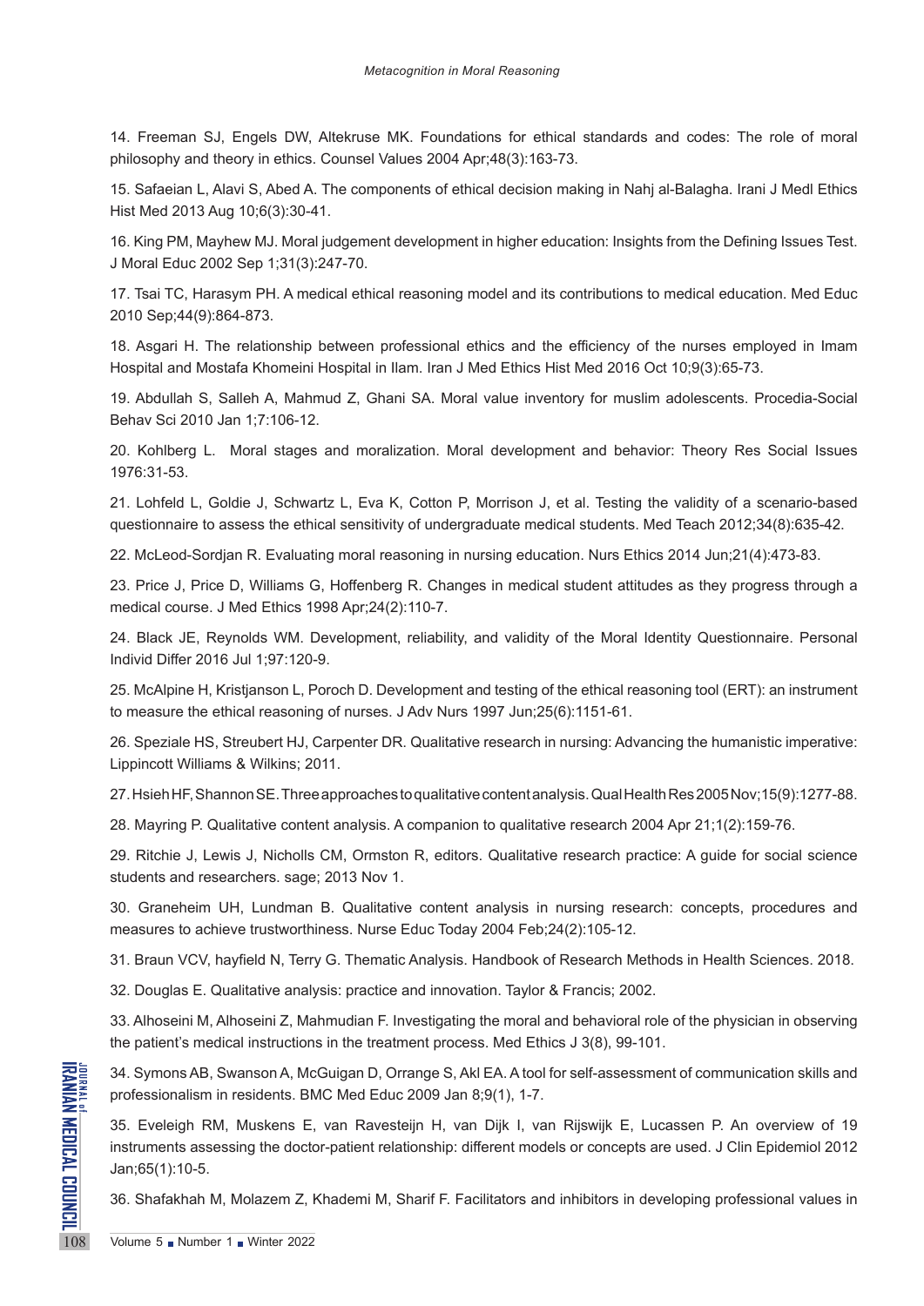14. Freeman SJ, Engels DW, Altekruse MK. Foundations for ethical standards and codes: The role of moral philosophy and theory in ethics. Counsel Values 2004 Apr;48(3):163-73.

15. Safaeian L, Alavi S, Abed A. The components of ethical decision making in Nahj al-Balagha. Irani J Medl Ethics Hist Med 2013 Aug 10;6(3):30-41.

16. King PM, Mayhew MJ. Moral judgement development in higher education: Insights from the Defining Issues Test. J Moral Educ 2002 Sep 1;31(3):247-70.

17. Tsai TC, Harasym PH. A medical ethical reasoning model and its contributions to medical education. Med Educ 2010 Sep;44(9):864-873.

18. Asgari H. The relationship between professional ethics and the efficiency of the nurses employed in Imam Hospital and Mostafa Khomeini Hospital in Ilam. Iran J Med Ethics Hist Med 2016 Oct 10;9(3):65-73.

19. Abdullah S, Salleh A, Mahmud Z, Ghani SA. Moral value inventory for muslim adolescents. Procedia-Social Behav Sci 2010 Jan 1;7:106-12.

20. Kohlberg L. Moral stages and moralization. Moral development and behavior: Theory Res Social Issues 1976:31-53.

21. Lohfeld L, Goldie J, Schwartz L, Eva K, Cotton P, Morrison J, et al. Testing the validity of a scenario-based questionnaire to assess the ethical sensitivity of undergraduate medical students. Med Teach 2012;34(8):635-42.

22. McLeod-Sordjan R. Evaluating moral reasoning in nursing education. Nurs Ethics 2014 Jun;21(4):473-83.

23. Price J, Price D, Williams G, Hoffenberg R. Changes in medical student attitudes as they progress through a medical course. J Med Ethics 1998 Apr;24(2):110-7.

24. Black JE, Reynolds WM. Development, reliability, and validity of the Moral Identity Questionnaire. Personal Individ Differ 2016 Jul 1;97:120-9.

25. McAlpine H, Kristjanson L, Poroch D. Development and testing of the ethical reasoning tool (ERT): an instrument to measure the ethical reasoning of nurses. J Adv Nurs 1997 Jun;25(6):1151-61.

26. Speziale HS, Streubert HJ, Carpenter DR. Qualitative research in nursing: Advancing the humanistic imperative: Lippincott Williams & Wilkins; 2011.

27. Hsieh HF, Shannon SE. Three approaches to qualitative content analysis. Qual Health Res 2005 Nov;15(9):1277-88.

28. Mayring P. Qualitative content analysis. A companion to qualitative research 2004 Apr 21;1(2):159-76.

29. Ritchie J, Lewis J, Nicholls CM, Ormston R, editors. Qualitative research practice: A guide for social science students and researchers. sage; 2013 Nov 1.

30. Graneheim UH, Lundman B. Qualitative content analysis in nursing research: concepts, procedures and measures to achieve trustworthiness. Nurse Educ Today 2004 Feb;24(2):105-12.

31. Braun VCV, hayfield N, Terry G. Thematic Analysis. Handbook of Research Methods in Health Sciences. 2018.

32. Douglas E. Qualitative analysis: practice and innovation. Taylor & Francis; 2002.

33. Alhoseini M, Alhoseini Z, Mahmudian F. Investigating the moral and behavioral role of the physician in observing the patient's medical instructions in the treatment process. Med Ethics J 3(8), 99-101.

34. Symons AB, Swanson A, McGuigan D, Orrange S, Akl EA. A tool for self-assessment of communication skills and professionalism in residents. BMC Med Educ 2009 Jan 8;9(1), 1-7.

35. Eveleigh RM, Muskens E, van Ravesteijn H, van Dijk I, van Rijswijk E, Lucassen P. An overview of 19 instruments assessing the doctor-patient relationship: different models or concepts are used. J Clin Epidemiol 2012 Jan;65(1):10-5.

36. Shafakhah M, Molazem Z, Khademi M, Sharif F. Facilitators and inhibitors in developing professional values in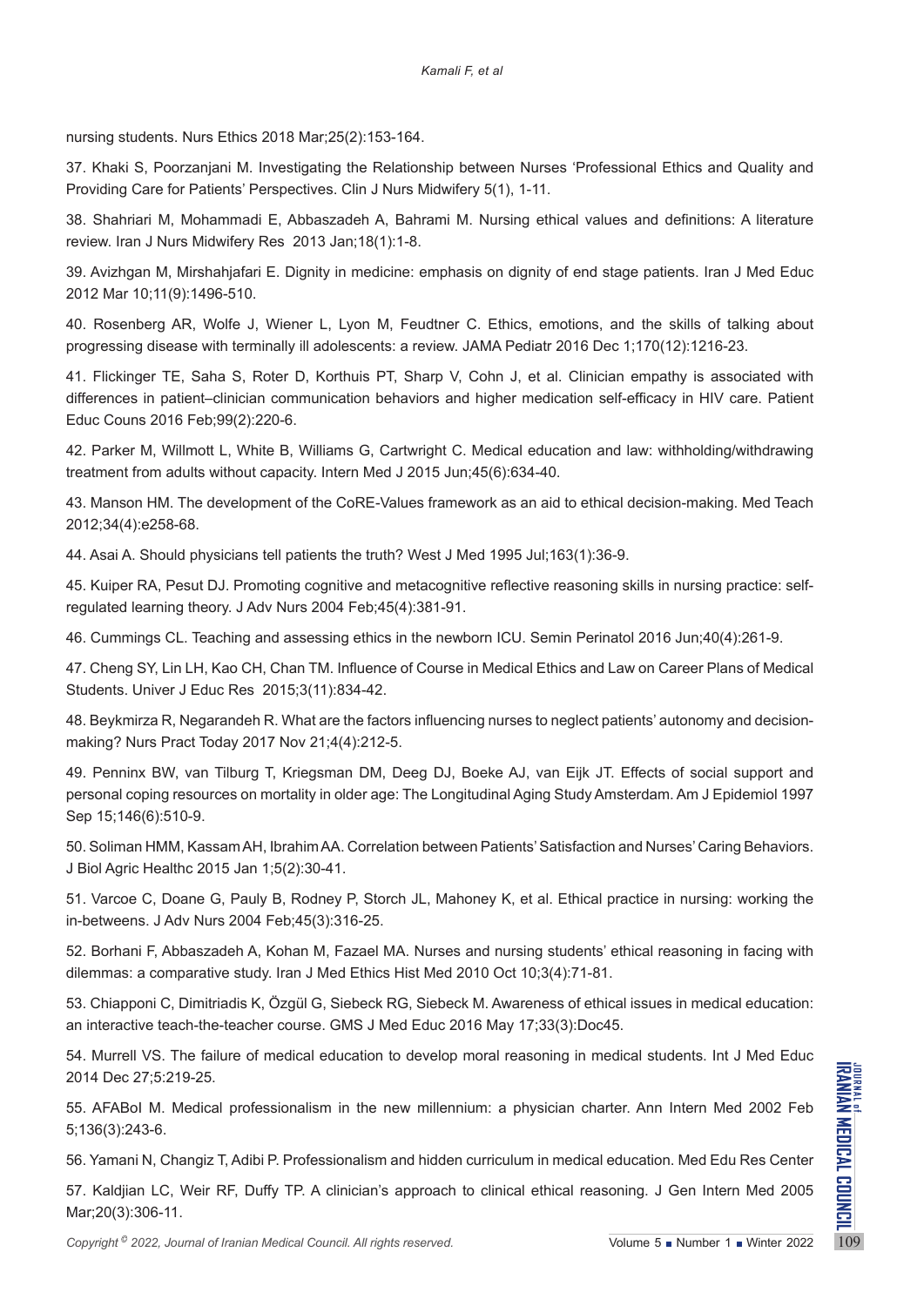nursing students. Nurs Ethics 2018 Mar;25(2):153-164.

37. Khaki S, Poorzanjani M. Investigating the Relationship between Nurses 'Professional Ethics and Quality and Providing Care for Patients' Perspectives. Clin J Nurs Midwifery 5(1), 1-11.

38. Shahriari M, Mohammadi E, Abbaszadeh A, Bahrami M. Nursing ethical values and definitions: A literature review. Iran J Nurs Midwifery Res 2013 Jan;18(1):1-8.

39. Avizhgan M, Mirshahjafari E. Dignity in medicine: emphasis on dignity of end stage patients. Iran J Med Educ 2012 Mar 10;11(9):1496-510.

40. Rosenberg AR, Wolfe J, Wiener L, Lyon M, Feudtner C. Ethics, emotions, and the skills of talking about progressing disease with terminally ill adolescents: a review. JAMA Pediatr 2016 Dec 1;170(12):1216-23.

41. Flickinger TE, Saha S, Roter D, Korthuis PT, Sharp V, Cohn J, et al. Clinician empathy is associated with differences in patient–clinician communication behaviors and higher medication self-efficacy in HIV care. Patient Educ Couns 2016 Feb;99(2):220-6.

42. Parker M, Willmott L, White B, Williams G, Cartwright C. Medical education and law: withholding/withdrawing treatment from adults without capacity. Intern Med J 2015 Jun;45(6):634-40.

43. Manson HM. The development of the CoRE-Values framework as an aid to ethical decision-making. Med Teach 2012;34(4):e258-68.

44. Asai A. Should physicians tell patients the truth? West J Med 1995 Jul;163(1):36-9.

45. Kuiper RA, Pesut DJ. Promoting cognitive and metacognitive reflective reasoning skills in nursing practice: self-regulated learning theory. J Adv Nurs 2004 Feb;45(4):381-91.

46. Cummings CL. Teaching and assessing ethics in the newborn ICU. Semin Perinatol 2016 Jun;40(4):261-9.

47. Cheng SY, Lin LH, Kao CH, Chan TM. Influence of Course in Medical Ethics and Law on Career Plans of Medical Students. Univer J Educ Res 2015;3(11):834-42.

48. Beykmirza R, Negarandeh R. What are the factors influencing nurses to neglect patients' autonomy and decision-making? Nurs Pract Today 2017 Nov 21;4(4):212-5.

49. Penninx BW, van Tilburg T, Kriegsman DM, Deeg DJ, Boeke AJ, van Eijk JT. Effects of social support and personal coping resources on mortality in older age: The Longitudinal Aging Study Amsterdam. Am J Epidemiol 1997 Sep 15;146(6):510-9.

50. Soliman HMM, Kassam AH, Ibrahim AA. Correlation between Patients' Satisfaction and Nurses' Caring Behaviors. J Biol Agric Healthc 2015 Jan 1;5(2):30-41.

51. Varcoe C, Doane G, Pauly B, Rodney P, Storch JL, Mahoney K, et al. Ethical practice in nursing: working the in-betweens. J Adv Nurs 2004 Feb;45(3):316-25.

52. Borhani F, Abbaszadeh A, Kohan M, Fazael MA. Nurses and nursing students' ethical reasoning in facing with dilemmas: a comparative study. Iran J Med Ethics Hist Med 2010 Oct 10;3(4):71-81.

53. Chiapponi C, Dimitriadis K, Özgül G, Siebeck RG, Siebeck M. Awareness of ethical issues in medical education: an interactive teach-the-teacher course. GMS J Med Educ 2016 May 17;33(3):Doc45.

54. Murrell VS. The failure of medical education to develop moral reasoning in medical students. Int J Med Educ 2014 Dec 27;5:219-25.

55. AFABoI M. Medical professionalism in the new millennium: a physician charter. Ann Intern Med 2002 Feb 5;136(3):243-6.

56. Yamani N, Changiz T, Adibi P. Professionalism and hidden curriculum in medical education. Med Edu Res Center

57. Kaldjian LC, Weir RF, Duffy TP. A clinician's approach to clinical ethical reasoning. J Gen Intern Med 2005 Mar;20(3):306-11.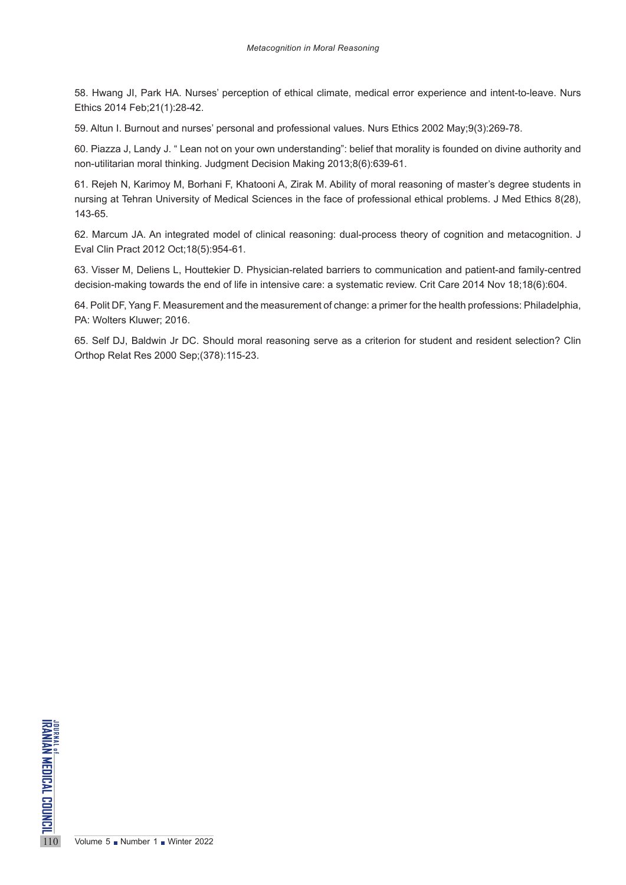58. Hwang JI, Park HA. Nurses' perception of ethical climate, medical error experience and intent-to-leave. Nurs Ethics 2014 Feb;21(1):28-42.

59. Altun I. Burnout and nurses' personal and professional values. Nurs Ethics 2002 May;9(3):269-78.

60. Piazza J, Landy J. " Lean not on your own understanding": belief that morality is founded on divine authority and non-utilitarian moral thinking. Judgment Decision Making 2013;8(6):639-61.

61. Rejeh N, Karimoy M, Borhani F, Khatooni A, Zirak M. Ability of moral reasoning of master's degree students in nursing at Tehran University of Medical Sciences in the face of professional ethical problems. J Med Ethics 8(28), 143-65.

62. Marcum JA. An integrated model of clinical reasoning: dual-process theory of cognition and metacognition. J Eval Clin Pract 2012 Oct;18(5):954-61.

63. Visser M, Deliens L, Houttekier D. Physician-related barriers to communication and patient-and family-centred decision-making towards the end of life in intensive care: a systematic review. Crit Care 2014 Nov 18;18(6):604.

64. Polit DF, Yang F. Measurement and the measurement of change: a primer for the health professions: Philadelphia, PA: Wolters Kluwer; 2016.

65. Self DJ, Baldwin Jr DC. Should moral reasoning serve as a criterion for student and resident selection? Clin Orthop Relat Res 2000 Sep;(378):115-23.